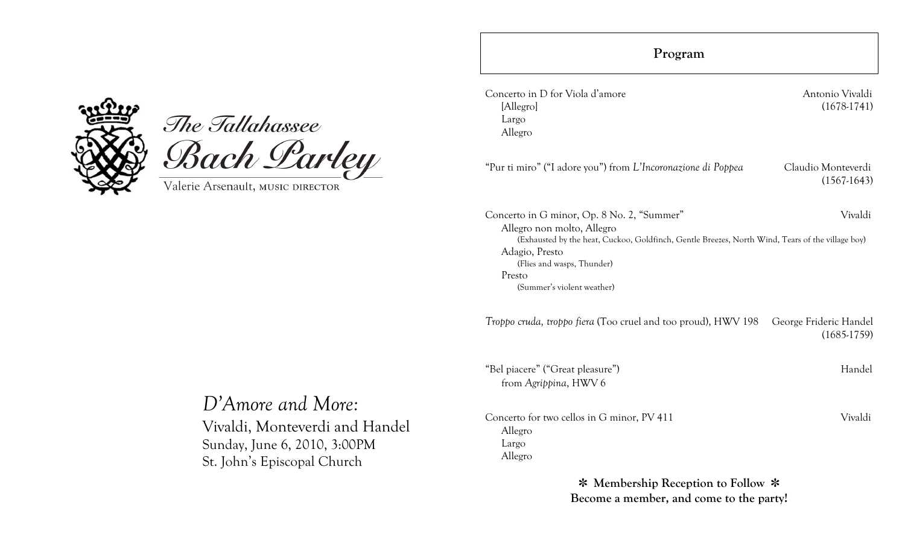The Tallahassee
# Bach Parley

Valerie Arsenault, MUSIC DIRECTOR

## *D'Amore and More:*

Vivaldi, Monteverdi and Handel
Sunday, June 6, 2010, 3:00PM
St. John's Episcopal Church

## Program

Concerto in D for Viola d'amore — Antonio Vivaldi (1678-1741)
- [Allegro]
- Largo
- Allegro

"Pur ti miro" ("I adore you") from *L'Incoronazione di Poppea* — Claudio Monteverdi (1567-1643)

Concerto in G minor, Op. 8 No. 2, "Summer" — Vivaldi
- Allegro non molto, Allegro
  (Exhausted by the heat, Cuckoo, Goldfinch, Gentle Breezes, North Wind, Tears of the village boy)
- Adagio, Presto
  (Flies and wasps, Thunder)
- Presto
  (Summer's violent weather)

*Troppo cruda, troppo fiera* (Too cruel and too proud), HWV 198 — George Frideric Handel (1685-1759)

"Bel piacere" ("Great pleasure") — Handel
from *Agrippina*, HWV 6

Concerto for two cellos in G minor, PV 411 — Vivaldi
- Allegro
- Largo
- Allegro

**✻ Membership Reception to Follow ✻**
**Become a member, and come to the party!**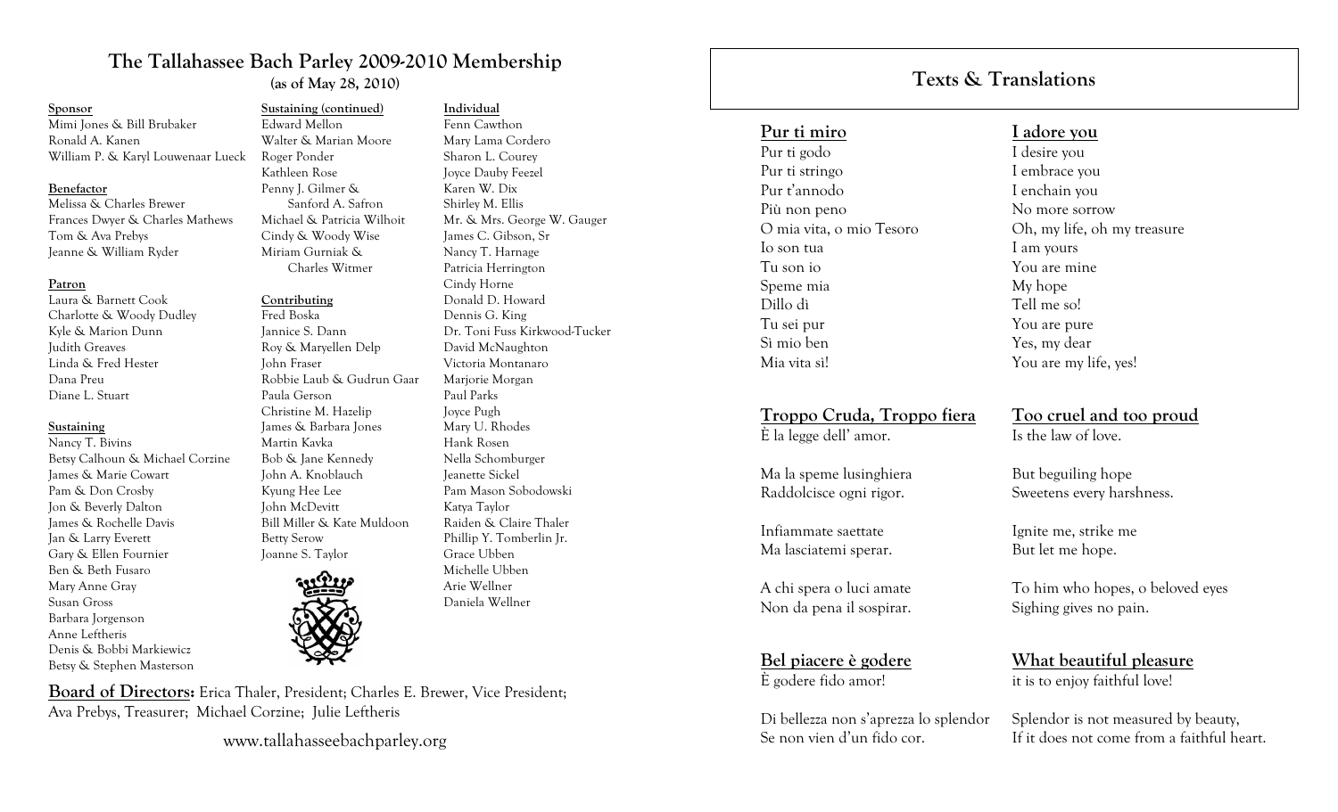## The Tallahassee Bach Parley 2009-2010 Membership

(as of May 28, 2010)

**Sponsor**

Mimi Jones & Bill Brubaker
Ronald A. Kanen
William P. & Karyl Louwenaar Lueck

**Benefactor**

Melissa & Charles Brewer
Frances Dwyer & Charles Mathews
Tom & Ava Prebys
Jeanne & William Ryder

**Patron**

Laura & Barnett Cook
Charlotte & Woody Dudley
Kyle & Marion Dunn
Judith Greaves
Linda & Fred Hester
Dana Preu
Diane L. Stuart

**Sustaining**

Nancy T. Bivins
Betsy Calhoun & Michael Corzine
James & Marie Cowart
Pam & Don Crosby
Jon & Beverly Dalton
James & Rochelle Davis
Jan & Larry Everett
Gary & Ellen Fournier
Ben & Beth Fusaro
Mary Anne Gray
Susan Gross
Barbara Jorgenson
Anne Leftheris
Denis & Bobbi Markiewicz
Betsy & Stephen Masterson

**Sustaining (continued)**

Edward Mellon
Walter & Marian Moore
Roger Ponder
Kathleen Rose
Penny J. Gilmer & Sanford A. Safron
Michael & Patricia Wilhoit
Cindy & Woody Wise
Miriam Gurniak & Charles Witmer

**Contributing**

Fred Boska
Jannice S. Dann
Roy & Maryellen Delp
John Fraser
Robbie Laub & Gudrun Gaar
Paula Gerson
Christine M. Hazelip
James & Barbara Jones
Martin Kavka
Bob & Jane Kennedy
John A. Knoblauch
Kyung Hee Lee
John McDevitt
Bill Miller & Kate Muldoon
Betty Serow
Joanne S. Taylor

**Individual**

Fenn Cawthon
Mary Lama Cordero
Sharon L. Courey
Joyce Dauby Feezel
Karen W. Dix
Shirley M. Ellis
Mr. & Mrs. George W. Gauger
James C. Gibson, Sr
Nancy T. Harnage
Patricia Herrington
Cindy Horne
Donald D. Howard
Dennis G. King
Dr. Toni Fuss Kirkwood-Tucker
David McNaughton
Victoria Montanaro
Marjorie Morgan
Paul Parks
Joyce Pugh
Mary U. Rhodes
Hank Rosen
Nella Schomburger
Jeanette Sickel
Pam Mason Sobodowski
Katya Taylor
Raiden & Claire Thaler
Phillip Y. Tomberlin Jr.
Grace Ubben
Michelle Ubben
Arie Wellner
Daniela Wellner

**Board of Directors:** Erica Thaler, President; Charles E. Brewer, Vice President; Ava Prebys, Treasurer; Michael Corzine; Julie Leftheris

www.tallahasseebachparley.org

## Texts & Translations

| Pur ti miro | I adore you |
|---|---|
| Pur ti godo | I desire you |
| Pur ti stringo | I embrace you |
| Pur t'annodo | I enchain you |
| Più non peno | No more sorrow |
| O mia vita, o mio Tesoro | Oh, my life, oh my treasure |
| Io son tua | I am yours |
| Tu son io | You are mine |
| Speme mia | My hope |
| Dillo dì | Tell me so! |
| Tu sei pur | You are pure |
| Sì mio ben | Yes, my dear |
| Mia vita sì! | You are my life, yes! |

| Troppo Cruda, Troppo fiera | Too cruel and too proud |
|---|---|
| È la legge dell' amor. | Is the law of love. |
| Ma la speme lusinghiera<br>Raddolcisce ogni rigor. | But beguiling hope<br>Sweetens every harshness. |
| Infiammate saettate<br>Ma lasciatemi sperar. | Ignite me, strike me<br>But let me hope. |
| A chi spera o luci amate<br>Non da pena il sospirar. | To him who hopes, o beloved eyes<br>Sighing gives no pain. |

| Bel piacere è godere | What beautiful pleasure |
|---|---|
| È godere fido amor! | it is to enjoy faithful love! |
| Di bellezza non s'aprezza lo splendor<br>Se non vien d'un fido cor. | Splendor is not measured by beauty,<br>If it does not come from a faithful heart. |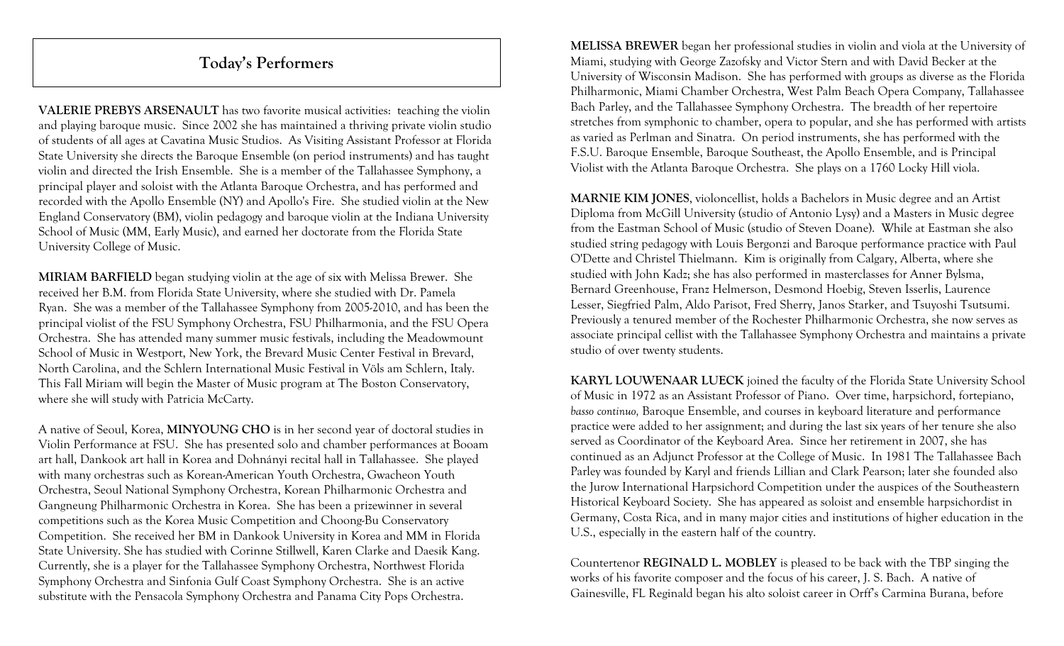## Today's Performers

**VALERIE PREBYS ARSENAULT** has two favorite musical activities: teaching the violin and playing baroque music. Since 2002 she has maintained a thriving private violin studio of students of all ages at Cavatina Music Studios. As Visiting Assistant Professor at Florida State University she directs the Baroque Ensemble (on period instruments) and has taught violin and directed the Irish Ensemble. She is a member of the Tallahassee Symphony, a principal player and soloist with the Atlanta Baroque Orchestra, and has performed and recorded with the Apollo Ensemble (NY) and Apollo's Fire. She studied violin at the New England Conservatory (BM), violin pedagogy and baroque violin at the Indiana University School of Music (MM, Early Music), and earned her doctorate from the Florida State University College of Music.

**MIRIAM BARFIELD** began studying violin at the age of six with Melissa Brewer. She received her B.M. from Florida State University, where she studied with Dr. Pamela Ryan. She was a member of the Tallahassee Symphony from 2005-2010, and has been the principal violist of the FSU Symphony Orchestra, FSU Philharmonia, and the FSU Opera Orchestra. She has attended many summer music festivals, including the Meadowmount School of Music in Westport, New York, the Brevard Music Center Festival in Brevard, North Carolina, and the Schlern International Music Festival in Völs am Schlern, Italy. This Fall Miriam will begin the Master of Music program at The Boston Conservatory, where she will study with Patricia McCarty.

A native of Seoul, Korea, **MINYOUNG CHO** is in her second year of doctoral studies in Violin Performance at FSU. She has presented solo and chamber performances at Booam art hall, Dankook art hall in Korea and Dohnányi recital hall in Tallahassee. She played with many orchestras such as Korean-American Youth Orchestra, Gwacheon Youth Orchestra, Seoul National Symphony Orchestra, Korean Philharmonic Orchestra and Gangneung Philharmonic Orchestra in Korea. She has been a prizewinner in several competitions such as the Korea Music Competition and Choong-Bu Conservatory Competition. She received her BM in Dankook University in Korea and MM in Florida State University. She has studied with Corinne Stillwell, Karen Clarke and Daesik Kang. Currently, she is a player for the Tallahassee Symphony Orchestra, Northwest Florida Symphony Orchestra and Sinfonia Gulf Coast Symphony Orchestra. She is an active substitute with the Pensacola Symphony Orchestra and Panama City Pops Orchestra.

**MELISSA BREWER** began her professional studies in violin and viola at the University of Miami, studying with George Zazofsky and Victor Stern and with David Becker at the University of Wisconsin Madison. She has performed with groups as diverse as the Florida Philharmonic, Miami Chamber Orchestra, West Palm Beach Opera Company, Tallahassee Bach Parley, and the Tallahassee Symphony Orchestra. The breadth of her repertoire stretches from symphonic to chamber, opera to popular, and she has performed with artists as varied as Perlman and Sinatra. On period instruments, she has performed with the F.S.U. Baroque Ensemble, Baroque Southeast, the Apollo Ensemble, and is Principal Violist with the Atlanta Baroque Orchestra. She plays on a 1760 Locky Hill viola.

**MARNIE KIM JONES**, violoncellist, holds a Bachelors in Music degree and an Artist Diploma from McGill University (studio of Antonio Lysy) and a Masters in Music degree from the Eastman School of Music (studio of Steven Doane). While at Eastman she also studied string pedagogy with Louis Bergonzi and Baroque performance practice with Paul O'Dette and Christel Thielmann. Kim is originally from Calgary, Alberta, where she studied with John Kadz; she has also performed in masterclasses for Anner Bylsma, Bernard Greenhouse, Franz Helmerson, Desmond Hoebig, Steven Isserlis, Laurence Lesser, Siegfried Palm, Aldo Parisot, Fred Sherry, Janos Starker, and Tsuyoshi Tsutsumi. Previously a tenured member of the Rochester Philharmonic Orchestra, she now serves as associate principal cellist with the Tallahassee Symphony Orchestra and maintains a private studio of over twenty students.

**KARYL LOUWENAAR LUECK** joined the faculty of the Florida State University School of Music in 1972 as an Assistant Professor of Piano. Over time, harpsichord, fortepiano, *basso continuo,* Baroque Ensemble, and courses in keyboard literature and performance practice were added to her assignment; and during the last six years of her tenure she also served as Coordinator of the Keyboard Area. Since her retirement in 2007, she has continued as an Adjunct Professor at the College of Music. In 1981 The Tallahassee Bach Parley was founded by Karyl and friends Lillian and Clark Pearson; later she founded also the Jurow International Harpsichord Competition under the auspices of the Southeastern Historical Keyboard Society. She has appeared as soloist and ensemble harpsichordist in Germany, Costa Rica, and in many major cities and institutions of higher education in the U.S., especially in the eastern half of the country.

Countertenor **REGINALD L. MOBLEY** is pleased to be back with the TBP singing the works of his favorite composer and the focus of his career, J. S. Bach. A native of Gainesville, FL Reginald began his alto soloist career in Orff's Carmina Burana, before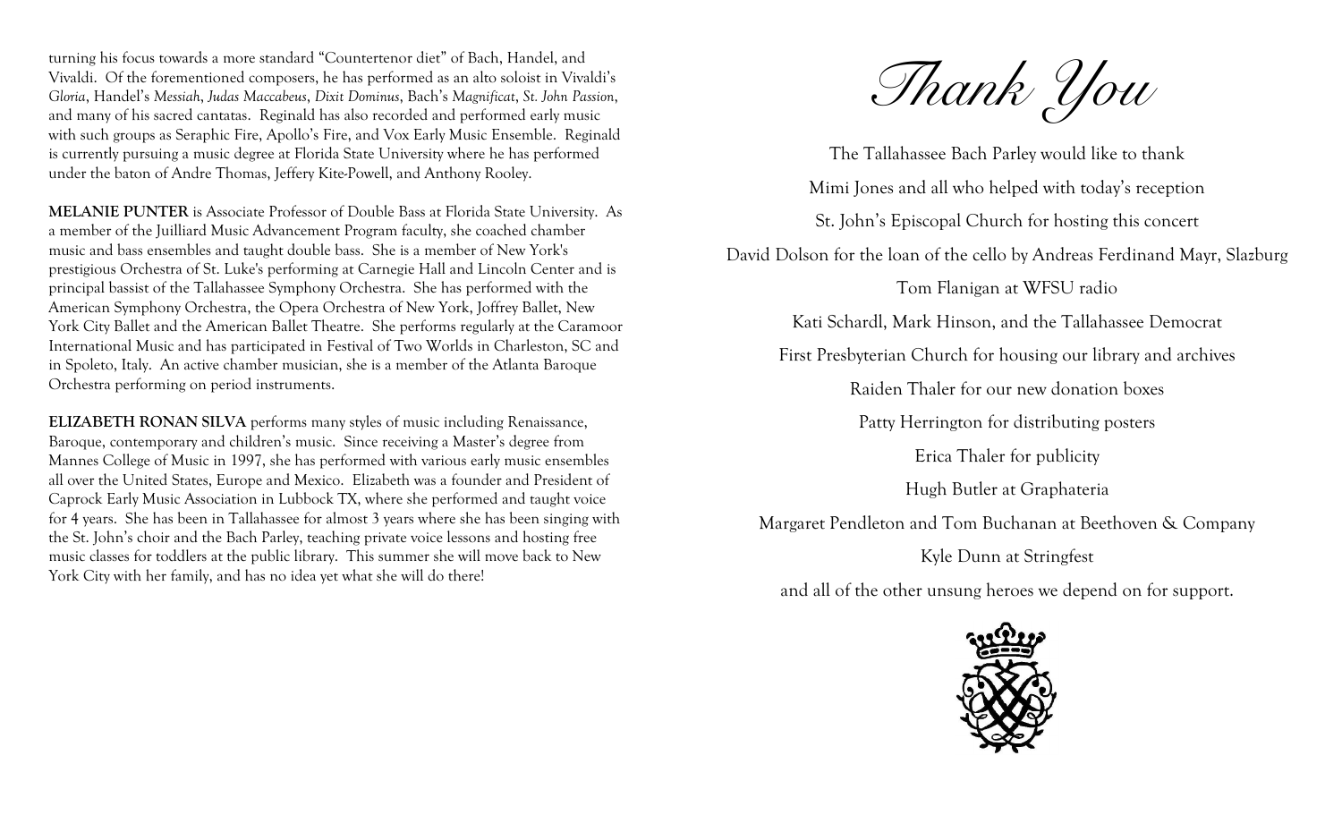turning his focus towards a more standard “Countertenor diet” of Bach, Handel, and Vivaldi. Of the forementioned composers, he has performed as an alto soloist in Vivaldi’s *Gloria*, Handel’s *Messiah*, *Judas Maccabeus*, *Dixit Dominus*, Bach’s *Magnificat*, *St. John Passion*, and many of his sacred cantatas. Reginald has also recorded and performed early music with such groups as Seraphic Fire, Apollo’s Fire, and Vox Early Music Ensemble. Reginald is currently pursuing a music degree at Florida State University where he has performed under the baton of Andre Thomas, Jeffery Kite-Powell, and Anthony Rooley.

**MELANIE PUNTER** is Associate Professor of Double Bass at Florida State University. As a member of the Juilliard Music Advancement Program faculty, she coached chamber music and bass ensembles and taught double bass. She is a member of New York's prestigious Orchestra of St. Luke's performing at Carnegie Hall and Lincoln Center and is principal bassist of the Tallahassee Symphony Orchestra. She has performed with the American Symphony Orchestra, the Opera Orchestra of New York, Joffrey Ballet, New York City Ballet and the American Ballet Theatre. She performs regularly at the Caramoor International Music and has participated in Festival of Two Worlds in Charleston, SC and in Spoleto, Italy. An active chamber musician, she is a member of the Atlanta Baroque Orchestra performing on period instruments.

**ELIZABETH RONAN SILVA** performs many styles of music including Renaissance, Baroque, contemporary and children’s music. Since receiving a Master’s degree from Mannes College of Music in 1997, she has performed with various early music ensembles all over the United States, Europe and Mexico. Elizabeth was a founder and President of Caprock Early Music Association in Lubbock TX, where she performed and taught voice for 4 years. She has been in Tallahassee for almost 3 years where she has been singing with the St. John’s choir and the Bach Parley, teaching private voice lessons and hosting free music classes for toddlers at the public library. This summer she will move back to New York City with her family, and has no idea yet what she will do there!

# Thank You

The Tallahassee Bach Parley would like to thank

Mimi Jones and all who helped with today’s reception

St. John’s Episcopal Church for hosting this concert

David Dolson for the loan of the cello by Andreas Ferdinand Mayr, Slazburg

Tom Flanigan at WFSU radio

Kati Schardl, Mark Hinson, and the Tallahassee Democrat

First Presbyterian Church for housing our library and archives

Raiden Thaler for our new donation boxes

Patty Herrington for distributing posters

Erica Thaler for publicity

Hugh Butler at Graphateria

Margaret Pendleton and Tom Buchanan at Beethoven & Company

Kyle Dunn at Stringfest

and all of the other unsung heroes we depend on for support.